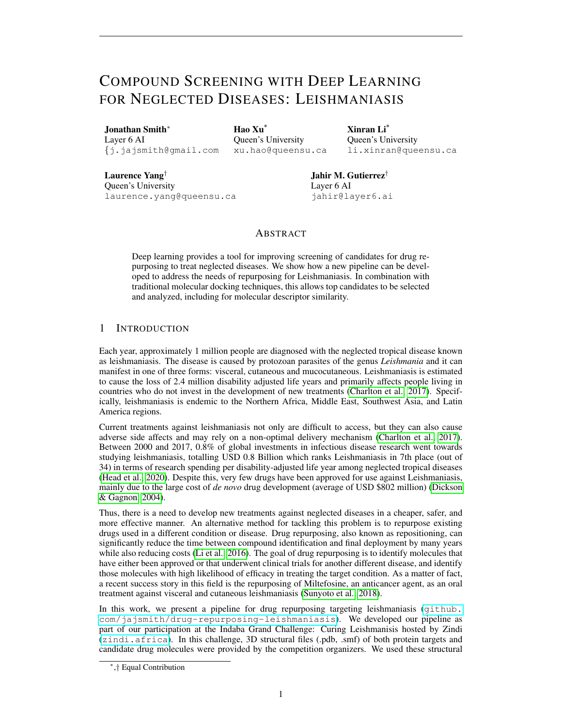# Compound Screening with Deep Learning for Neglected Diseases: Leishmaniasis

**Jonathan Smith***
Layer 6 AI
{j.jajsmith@gmail.com

**Hao Xu***
Queen's University
xu.hao@queensu.ca

**Xinran Li***
Queen's University
li.xinran@queensu.ca

**Laurence Yang†**
Queen's University
laurence.yang@queensu.ca

**Jahir M. Gutierrez†**
Layer 6 AI
jahir@layer6.ai

## Abstract

Deep learning provides a tool for improving screening of candidates for drug repurposing to treat neglected diseases. We show how a new pipeline can be developed to address the needs of repurposing for Leishmaniasis. In combination with traditional molecular docking techniques, this allows top candidates to be selected and analyzed, including for molecular descriptor similarity.

## 1 Introduction

Each year, approximately 1 million people are diagnosed with the neglected tropical disease known as leishmaniasis. The disease is caused by protozoan parasites of the genus *Leishmania* and it can manifest in one of three forms: visceral, cutaneous and mucocutaneous. Leishmaniasis is estimated to cause the loss of 2.4 million disability adjusted life years and primarily affects people living in countries who do not invest in the development of new treatments (Charlton et al., 2017). Specifically, leishmaniasis is endemic to the Northern Africa, Middle East, Southwest Asia, and Latin America regions.

Current treatments against leishmaniasis not only are difficult to access, but they can also cause adverse side affects and may rely on a non-optimal delivery mechanism (Charlton et al., 2017). Between 2000 and 2017, 0.8% of global investments in infectious disease research went towards studying leishmaniasis, totalling USD 0.8 Billion which ranks Leishmaniasis in 7th place (out of 34) in terms of research spending per disability-adjusted life year among neglected tropical diseases (Head et al., 2020). Despite this, very few drugs have been approved for use against Leishmaniasis, mainly due to the large cost of *de novo* drug development (average of USD $802 million) (Dickson & Gagnon, 2004).

Thus, there is a need to develop new treatments against neglected diseases in a cheaper, safer, and more effective manner. An alternative method for tackling this problem is to repurpose existing drugs used in a different condition or disease. Drug repurposing, also known as repositioning, can significantly reduce the time between compound identification and final deployment by many years while also reducing costs (Li et al., 2016). The goal of drug repurposing is to identify molecules that have either been approved or that underwent clinical trials for another different disease, and identify those molecules with high likelihood of efficacy in treating the target condition. As a matter of fact, a recent success story in this field is the repurposing of Miltefosine, an anticancer agent, as an oral treatment against visceral and cutaneous leishmaniasis (Sunyoto et al., 2018).

In this work, we present a pipeline for drug repurposing targeting leishmaniasis (github.com/jajsmith/drug-repurposing-leishmaniasis). We developed our pipeline as part of our participation at the Indaba Grand Challenge: Curing Leishmanisis hosted by Zindi (zindi.africa). In this challenge, 3D structural files (.pdb, .smf) of both protein targets and candidate drug molecules were provided by the competition organizers. We used these structural

*,† Equal Contribution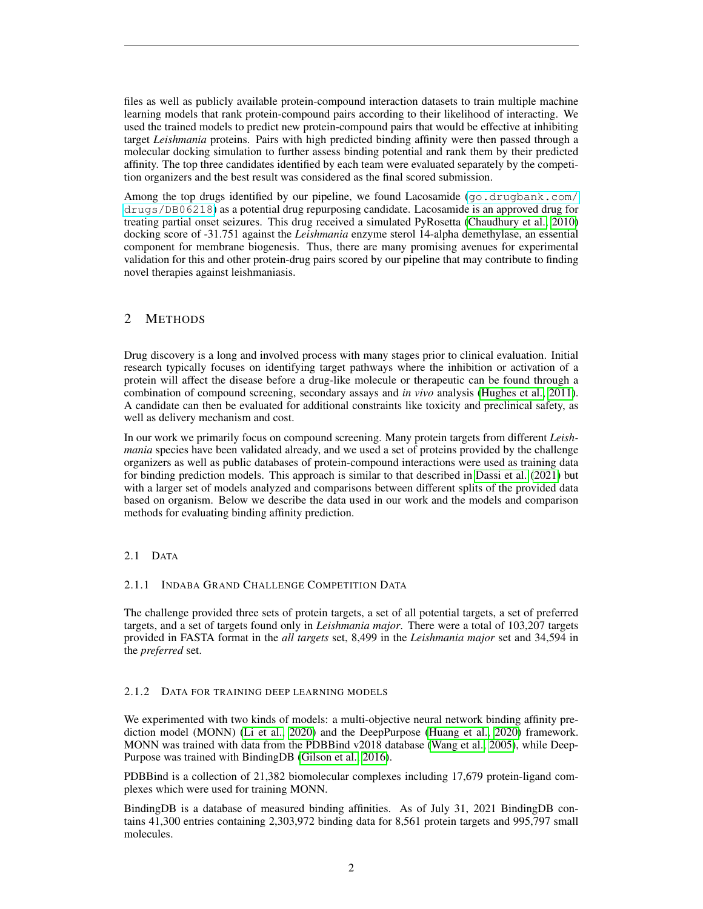files as well as publicly available protein-compound interaction datasets to train multiple machine learning models that rank protein-compound pairs according to their likelihood of interacting. We used the trained models to predict new protein-compound pairs that would be effective at inhibiting target *Leishmania* proteins. Pairs with high predicted binding affinity were then passed through a molecular docking simulation to further assess binding potential and rank them by their predicted affinity. The top three candidates identified by each team were evaluated separately by the competition organizers and the best result was considered as the final scored submission.

Among the top drugs identified by our pipeline, we found Lacosamide (`go.drugbank.com/drugs/DB06218`) as a potential drug repurposing candidate. Lacosamide is an approved drug for treating partial onset seizures. This drug received a simulated PyRosetta (Chaudhury et al., 2010) docking score of -31.751 against the *Leishmania* enzyme sterol 14-alpha demethylase, an essential component for membrane biogenesis. Thus, there are many promising avenues for experimental validation for this and other protein-drug pairs scored by our pipeline that may contribute to finding novel therapies against leishmaniasis.

# 2 Methods

Drug discovery is a long and involved process with many stages prior to clinical evaluation. Initial research typically focuses on identifying target pathways where the inhibition or activation of a protein will affect the disease before a drug-like molecule or therapeutic can be found through a combination of compound screening, secondary assays and *in vivo* analysis (Hughes et al., 2011). A candidate can then be evaluated for additional constraints like toxicity and preclinical safety, as well as delivery mechanism and cost.

In our work we primarily focus on compound screening. Many protein targets from different *Leishmania* species have been validated already, and we used a set of proteins provided by the challenge organizers as well as public databases of protein-compound interactions were used as training data for binding prediction models. This approach is similar to that described in Dassi et al. (2021) but with a larger set of models analyzed and comparisons between different splits of the provided data based on organism. Below we describe the data used in our work and the models and comparison methods for evaluating binding affinity prediction.

## 2.1 Data

### 2.1.1 Indaba Grand Challenge Competition Data

The challenge provided three sets of protein targets, a set of all potential targets, a set of preferred targets, and a set of targets found only in *Leishmania major*. There were a total of 103,207 targets provided in FASTA format in the *all targets* set, 8,499 in the *Leishmania major* set and 34,594 in the *preferred* set.

### 2.1.2 Data for training deep learning models

We experimented with two kinds of models: a multi-objective neural network binding affinity prediction model (MONN) (Li et al., 2020) and the DeepPurpose (Huang et al., 2020) framework. MONN was trained with data from the PDBBind v2018 database (Wang et al., 2005), while DeepPurpose was trained with BindingDB (Gilson et al., 2016).

PDBBind is a collection of 21,382 biomolecular complexes including 17,679 protein-ligand complexes which were used for training MONN.

BindingDB is a database of measured binding affinities. As of July 31, 2021 BindingDB contains 41,300 entries containing 2,303,972 binding data for 8,561 protein targets and 995,797 small molecules.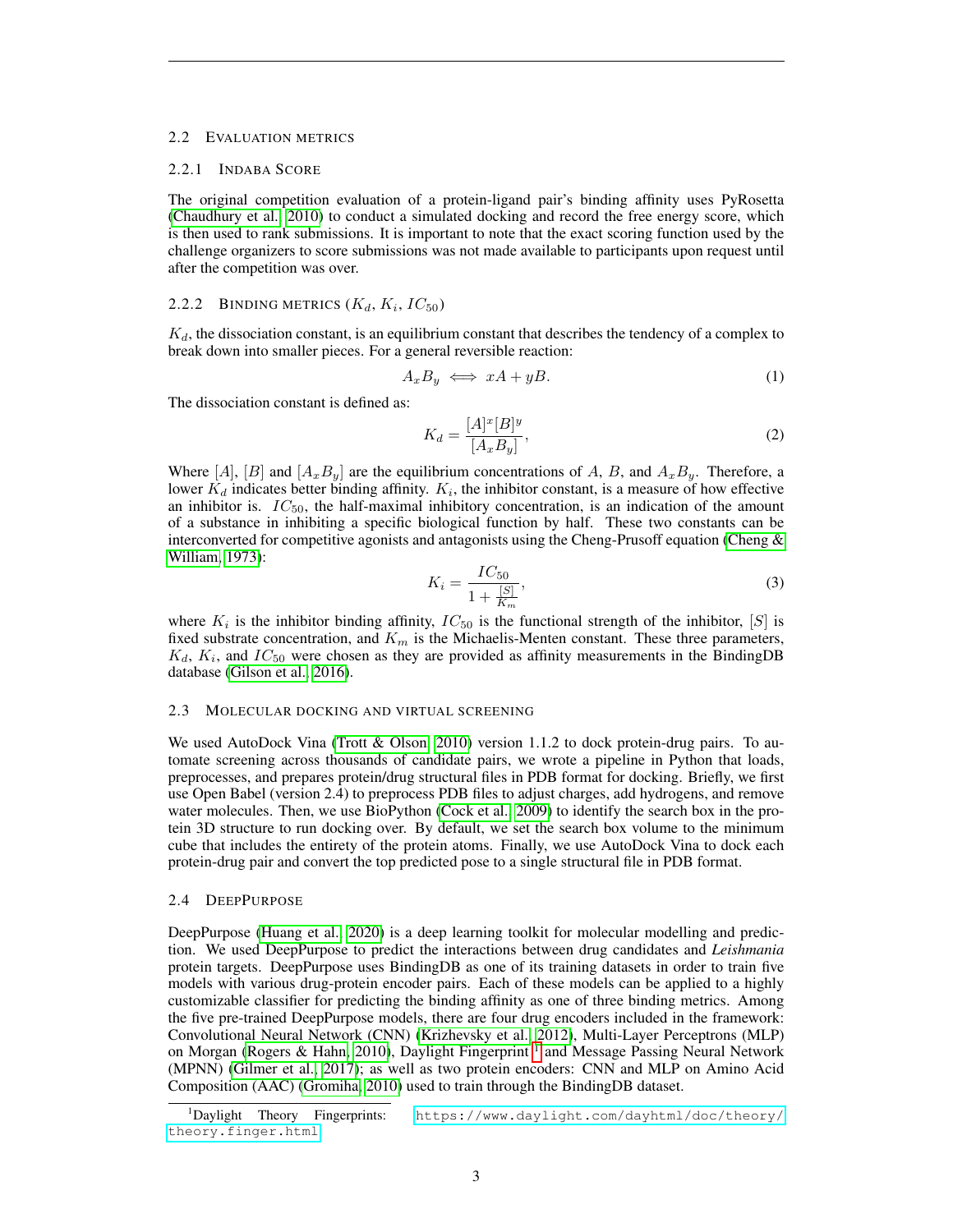### 2.2 Evaluation Metrics

#### 2.2.1 Indaba Score

The original competition evaluation of a protein-ligand pair's binding affinity uses PyRosetta (Chaudhury et al., 2010) to conduct a simulated docking and record the free energy score, which is then used to rank submissions. It is important to note that the exact scoring function used by the challenge organizers to score submissions was not made available to participants upon request until after the competition was over.

#### 2.2.2 Binding Metrics ($K_d$, $K_i$, $IC_{50}$)

$K_d$, the dissociation constant, is an equilibrium constant that describes the tendency of a complex to break down into smaller pieces. For a general reversible reaction:

$$A_xB_y \iff xA + yB. \tag{1}$$

The dissociation constant is defined as:

$$K_d = \frac{[A]^x[B]^y}{[A_xB_y]}, \tag{2}$$

Where $[A]$, $[B]$ and $[A_xB_y]$ are the equilibrium concentrations of $A$, $B$, and $A_xB_y$. Therefore, a lower $K_d$ indicates better binding affinity. $K_i$, the inhibitor constant, is a measure of how effective an inhibitor is. $IC_{50}$, the half-maximal inhibitory concentration, is an indication of the amount of a substance in inhibiting a specific biological function by half. These two constants can be interconverted for competitive agonists and antagonists using the Cheng-Prusoff equation (Cheng & William, 1973):

$$K_i = \frac{IC_{50}}{1 + \frac{[S]}{K_m}}, \tag{3}$$

where $K_i$ is the inhibitor binding affinity, $IC_{50}$ is the functional strength of the inhibitor, $[S]$ is fixed substrate concentration, and $K_m$ is the Michaelis-Menten constant. These three parameters, $K_d$, $K_i$, and $IC_{50}$ were chosen as they are provided as affinity measurements in the BindingDB database (Gilson et al., 2016).

### 2.3 Molecular Docking and Virtual Screening

We used AutoDock Vina (Trott & Olson, 2010) version 1.1.2 to dock protein-drug pairs. To automate screening across thousands of candidate pairs, we wrote a pipeline in Python that loads, preprocesses, and prepares protein/drug structural files in PDB format for docking. Briefly, we first use Open Babel (version 2.4) to preprocess PDB files to adjust charges, add hydrogens, and remove water molecules. Then, we use BioPython (Cock et al., 2009) to identify the search box in the protein 3D structure to run docking over. By default, we set the search box volume to the minimum cube that includes the entirety of the protein atoms. Finally, we use AutoDock Vina to dock each protein-drug pair and convert the top predicted pose to a single structural file in PDB format.

### 2.4 DeepPurpose

DeepPurpose (Huang et al., 2020) is a deep learning toolkit for molecular modelling and prediction. We used DeepPurpose to predict the interactions between drug candidates and *Leishmania* protein targets. DeepPurpose uses BindingDB as one of its training datasets in order to train five models with various drug-protein encoder pairs. Each of these models can be applied to a highly customizable classifier for predicting the binding affinity as one of three binding metrics. Among the five pre-trained DeepPurpose models, there are four drug encoders included in the framework: Convolutional Neural Network (CNN) (Krizhevsky et al., 2012), Multi-Layer Perceptrons (MLP) on Morgan (Rogers & Hahn, 2010), Daylight Fingerprint [1] and Message Passing Neural Network (MPNN) (Gilmer et al., 2017); as well as two protein encoders: CNN and MLP on Amino Acid Composition (AAC) (Gromiha, 2010) used to train through the BindingDB dataset.

[1] Daylight Theory Fingerprints: https://www.daylight.com/dayhtml/doc/theory/theory.finger.html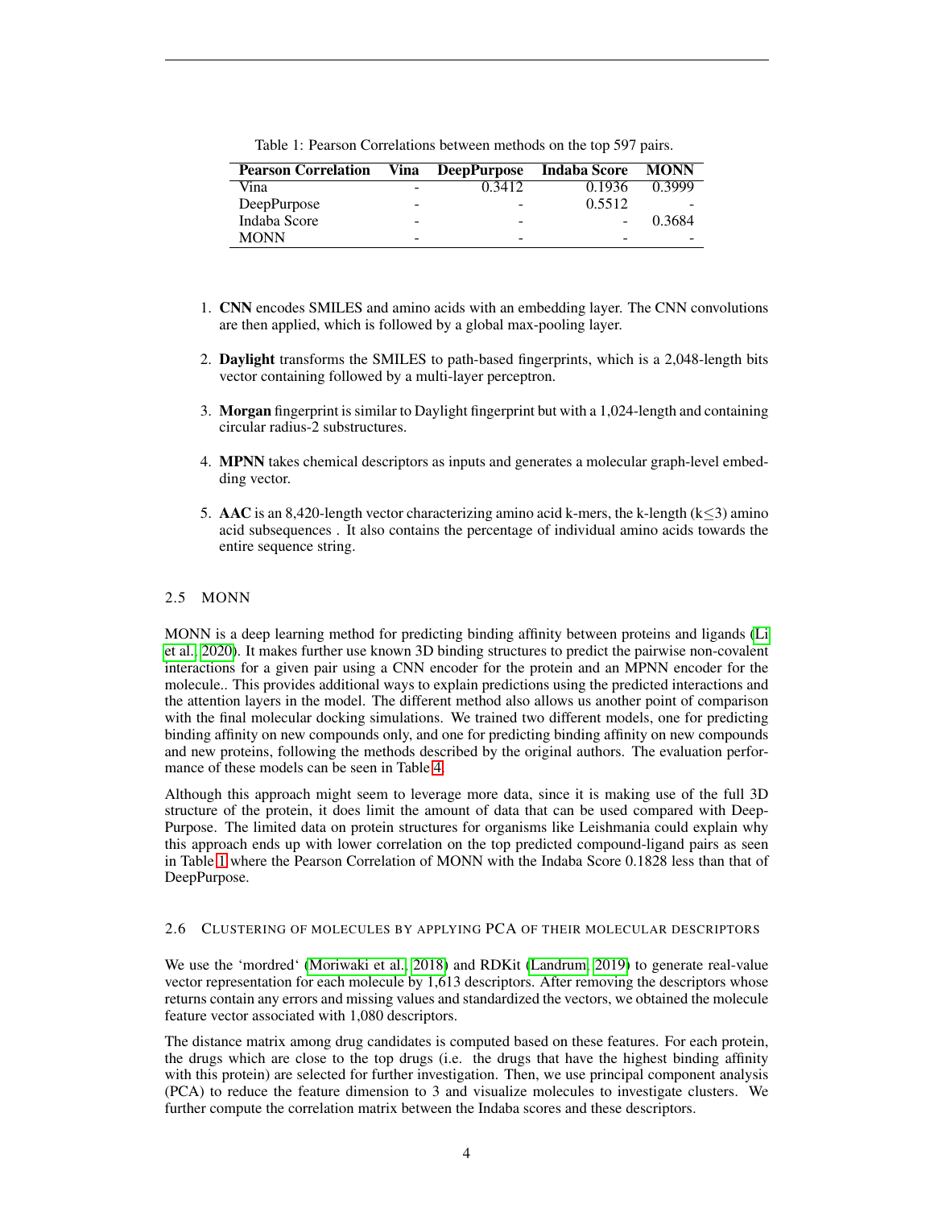Table 1: Pearson Correlations between methods on the top 597 pairs.

| Pearson Correlation | Vina | DeepPurpose | Indaba Score | MONN |
|---|---|---|---|---|
| Vina | - | 0.3412 | 0.1936 | 0.3999 |
| DeepPurpose | - | - | 0.5512 | - |
| Indaba Score | - | - | - | 0.3684 |
| MONN | - | - | - | - |

1. **CNN** encodes SMILES and amino acids with an embedding layer. The CNN convolutions are then applied, which is followed by a global max-pooling layer.

2. **Daylight** transforms the SMILES to path-based fingerprints, which is a 2,048-length bits vector containing followed by a multi-layer perceptron.

3. **Morgan** fingerprint is similar to Daylight fingerprint but with a 1,024-length and containing circular radius-2 substructures.

4. **MPNN** takes chemical descriptors as inputs and generates a molecular graph-level embedding vector.

5. **AAC** is an 8,420-length vector characterizing amino acid k-mers, the k-length ($k \leq 3$) amino acid subsequences . It also contains the percentage of individual amino acids towards the entire sequence string.

### 2.5 MONN

MONN is a deep learning method for predicting binding affinity between proteins and ligands (Li et al., 2020). It makes further use known 3D binding structures to predict the pairwise non-covalent interactions for a given pair using a CNN encoder for the protein and an MPNN encoder for the molecule.. This provides additional ways to explain predictions using the predicted interactions and the attention layers in the model. The different method also allows us another point of comparison with the final molecular docking simulations. We trained two different models, one for predicting binding affinity on new compounds only, and one for predicting binding affinity on new compounds and new proteins, following the methods described by the original authors. The evaluation performance of these models can be seen in Table 4.

Although this approach might seem to leverage more data, since it is making use of the full 3D structure of the protein, it does limit the amount of data that can be used compared with DeepPurpose. The limited data on protein structures for organisms like Leishmania could explain why this approach ends up with lower correlation on the top predicted compound-ligand pairs as seen in Table 1 where the Pearson Correlation of MONN with the Indaba Score 0.1828 less than that of DeepPurpose.

### 2.6 Clustering of molecules by applying PCA of their molecular descriptors

We use the 'mordred' (Moriwaki et al., 2018) and RDKit (Landrum, 2019) to generate real-value vector representation for each molecule by 1,613 descriptors. After removing the descriptors whose returns contain any errors and missing values and standardized the vectors, we obtained the molecule feature vector associated with 1,080 descriptors.

The distance matrix among drug candidates is computed based on these features. For each protein, the drugs which are close to the top drugs (i.e. the drugs that have the highest binding affinity with this protein) are selected for further investigation. Then, we use principal component analysis (PCA) to reduce the feature dimension to 3 and visualize molecules to investigate clusters. We further compute the correlation matrix between the Indaba scores and these descriptors.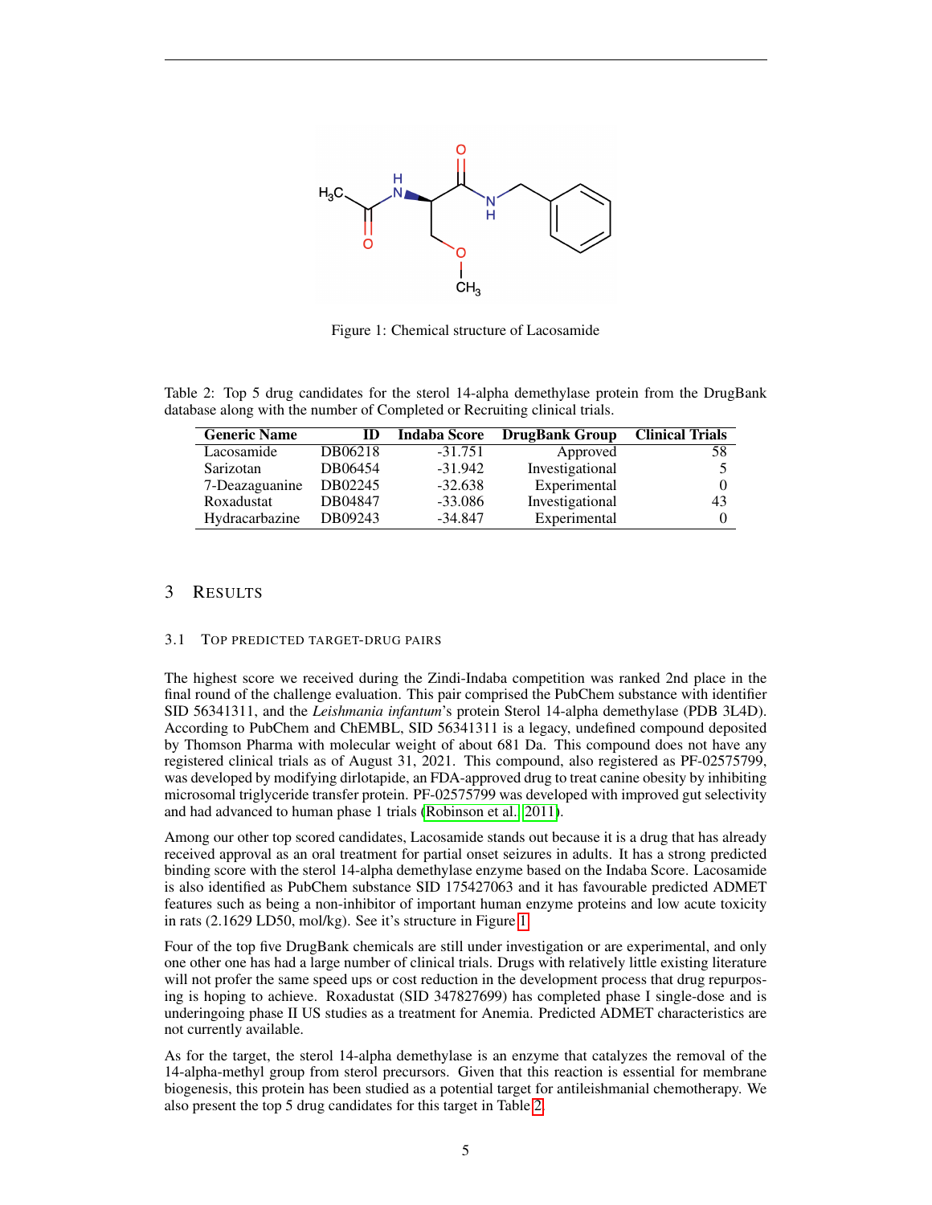Figure 1: Chemical structure of Lacosamide

Table 2: Top 5 drug candidates for the sterol 14-alpha demethylase protein from the DrugBank database along with the number of Completed or Recruiting clinical trials.

| Generic Name | ID | Indaba Score | DrugBank Group | Clinical Trials |
|---|---|---|---|---|
| Lacosamide | DB06218 | -31.751 | Approved | 58 |
| Sarizotan | DB06454 | -31.942 | Investigational | 5 |
| 7-Deazaguanine | DB02245 | -32.638 | Experimental | 0 |
| Roxadustat | DB04847 | -33.086 | Investigational | 43 |
| Hydracarbazine | DB09243 | -34.847 | Experimental | 0 |

# 3 Results

## 3.1 Top predicted target-drug pairs

The highest score we received during the Zindi-Indaba competition was ranked 2nd place in the final round of the challenge evaluation. This pair comprised the PubChem substance with identifier SID 56341311, and the *Leishmania infantum*'s protein Sterol 14-alpha demethylase (PDB 3L4D). According to PubChem and ChEMBL, SID 56341311 is a legacy, undefined compound deposited by Thomson Pharma with molecular weight of about 681 Da. This compound does not have any registered clinical trials as of August 31, 2021. This compound, also registered as PF-02575799, was developed by modifying dirlotapide, an FDA-approved drug to treat canine obesity by inhibiting microsomal triglyceride transfer protein. PF-02575799 was developed with improved gut selectivity and had advanced to human phase 1 trials (Robinson et al., 2011).

Among our other top scored candidates, Lacosamide stands out because it is a drug that has already received approval as an oral treatment for partial onset seizures in adults. It has a strong predicted binding score with the sterol 14-alpha demethylase enzyme based on the Indaba Score. Lacosamide is also identified as PubChem substance SID 175427063 and it has favourable predicted ADMET features such as being a non-inhibitor of important human enzyme proteins and low acute toxicity in rats (2.1629 LD50, mol/kg). See it's structure in Figure 1.

Four of the top five DrugBank chemicals are still under investigation or are experimental, and only one other one has had a large number of clinical trials. Drugs with relatively little existing literature will not profer the same speed ups or cost reduction in the development process that drug repurposing is hoping to achieve. Roxadustat (SID 347827699) has completed phase I single-dose and is underingoing phase II US studies as a treatment for Anemia. Predicted ADMET characteristics are not currently available.

As for the target, the sterol 14-alpha demethylase is an enzyme that catalyzes the removal of the 14-alpha-methyl group from sterol precursors. Given that this reaction is essential for membrane biogenesis, this protein has been studied as a potential target for antileishmanial chemotherapy. We also present the top 5 drug candidates for this target in Table 2.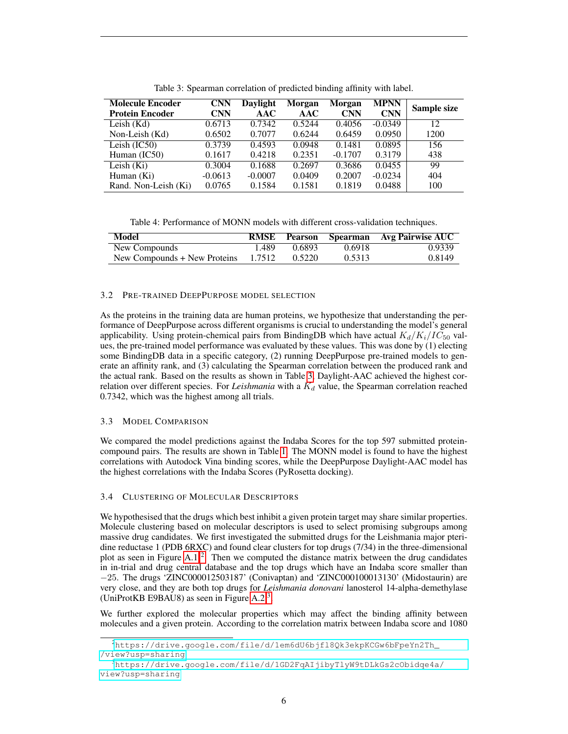Table 3: Spearman correlation of predicted binding affinity with label.

| Molecule Encoder<br>Protein Encoder | CNN<br>CNN | Daylight<br>AAC | Morgan<br>AAC | Morgan<br>CNN | MPNN<br>CNN | Sample size |
|---|---|---|---|---|---|---|
| Leish (Kd) | 0.6713 | 0.7342 | 0.5244 | 0.4056 | -0.0349 | 12 |
| Non-Leish (Kd) | 0.6502 | 0.7077 | 0.6244 | 0.6459 | 0.0950 | 1200 |
| Leish (IC50) | 0.3739 | 0.4593 | 0.0948 | 0.1481 | 0.0895 | 156 |
| Human (IC50) | 0.1617 | 0.4218 | 0.2351 | -0.1707 | 0.3179 | 438 |
| Leish (Ki) | 0.3004 | 0.1688 | 0.2697 | 0.3686 | 0.0455 | 99 |
| Human (Ki) | -0.0613 | -0.0007 | 0.0409 | 0.2007 | -0.0234 | 404 |
| Rand. Non-Leish (Ki) | 0.0765 | 0.1584 | 0.1581 | 0.1819 | 0.0488 | 100 |

Table 4: Performance of MONN models with different cross-validation techniques.

| Model | RMSE | Pearson | Spearman | Avg Pairwise AUC |
|---|---|---|---|---|
| New Compounds | 1.489 | 0.6893 | 0.6918 | 0.9339 |
| New Compounds + New Proteins | 1.7512 | 0.5220 | 0.5313 | 0.8149 |

### 3.2 Pre-trained DeepPurpose model selection

As the proteins in the training data are human proteins, we hypothesize that understanding the performance of DeepPurpose across different organisms is crucial to understanding the model's general applicability. Using protein-chemical pairs from BindingDB which have actual $K_d/K_i/IC_{50}$ values, the pre-trained model performance was evaluated by these values. This was done by (1) electing some BindingDB data in a specific category, (2) running DeepPurpose pre-trained models to generate an affinity rank, and (3) calculating the Spearman correlation between the produced rank and the actual rank. Based on the results as shown in Table 3, Daylight-AAC achieved the highest correlation over different species. For *Leishmania* with a $K_d$ value, the Spearman correlation reached 0.7342, which was the highest among all trials.

### 3.3 Model Comparison

We compared the model predictions against the Indaba Scores for the top 597 submitted protein-compound pairs. The results are shown in Table 1. The MONN model is found to have the highest correlations with Autodock Vina binding scores, while the DeepPurpose Daylight-AAC model has the highest correlations with the Indaba Scores (PyRosetta docking).

### 3.4 Clustering of Molecular Descriptors

We hypothesised that the drugs which best inhibit a given protein target may share similar properties. Molecule clustering based on molecular descriptors is used to select promising subgroups among massive drug candidates. We first investigated the submitted drugs for the Leishmania major pteridine reductase 1 (PDB 6RXC) and found clear clusters for top drugs (7/34) in the three-dimensional plot as seen in Figure A.1[2]. Then we computed the distance matrix between the drug candidates in in-trial and drug central database and the top drugs which have an Indaba score smaller than $-25$. The drugs 'ZINC000012503187' (Conivaptan) and 'ZINC000100013130' (Midostaurin) are very close, and they are both top drugs for *Leishmania donovani* lanosterol 14-alpha-demethylase (UniProtKB E9BAU8) as seen in Figure A.2[3].

We further explored the molecular properties which may affect the binding affinity between molecules and a given protein. According to the correlation matrix between Indaba score and 1080

[2] https://drive.google.com/file/d/1em6dU6bjfl8Qk3ekpKCGw6bFpeYn2Th_/view?usp=sharing

[3] https://drive.google.com/file/d/1GD2FqAIjibyTlyW9tDLkGs2cObidqe4a/view?usp=sharing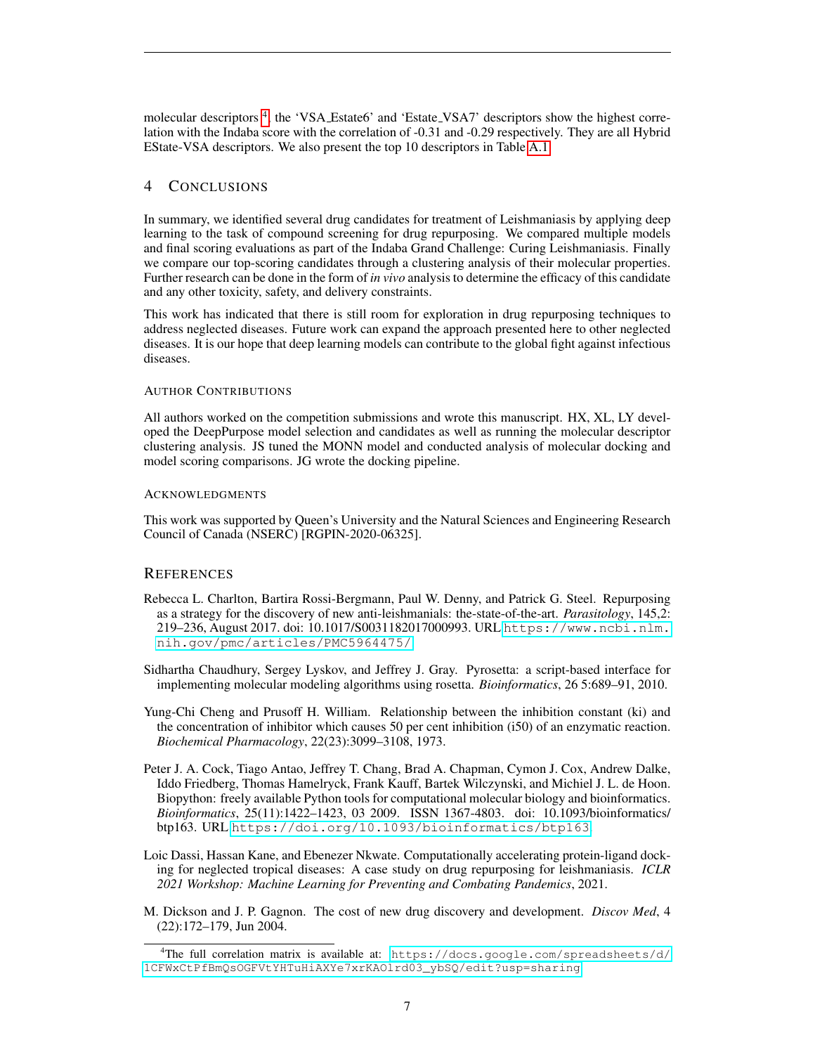molecular descriptors [4], the 'VSA_Estate6' and 'Estate_VSA7' descriptors show the highest correlation with the Indaba score with the correlation of -0.31 and -0.29 respectively. They are all Hybrid EState-VSA descriptors. We also present the top 10 descriptors in Table A.1.

## 4 Conclusions

In summary, we identified several drug candidates for treatment of Leishmaniasis by applying deep learning to the task of compound screening for drug repurposing. We compared multiple models and final scoring evaluations as part of the Indaba Grand Challenge: Curing Leishmaniasis. Finally we compare our top-scoring candidates through a clustering analysis of their molecular properties. Further research can be done in the form of *in vivo* analysis to determine the efficacy of this candidate and any other toxicity, safety, and delivery constraints.

This work has indicated that there is still room for exploration in drug repurposing techniques to address neglected diseases. Future work can expand the approach presented here to other neglected diseases. It is our hope that deep learning models can contribute to the global fight against infectious diseases.

### Author Contributions

All authors worked on the competition submissions and wrote this manuscript. HX, XL, LY developed the DeepPurpose model selection and candidates as well as running the molecular descriptor clustering analysis. JS tuned the MONN model and conducted analysis of molecular docking and model scoring comparisons. JG wrote the docking pipeline.

### Acknowledgments

This work was supported by Queen's University and the Natural Sciences and Engineering Research Council of Canada (NSERC) [RGPIN-2020-06325].

## References

Rebecca L. Charlton, Bartira Rossi-Bergmann, Paul W. Denny, and Patrick G. Steel. Repurposing as a strategy for the discovery of new anti-leishmanials: the-state-of-the-art. *Parasitology*, 145,2: 219–236, August 2017. doi: 10.1017/S0031182017000993. URL https://www.ncbi.nlm.nih.gov/pmc/articles/PMC5964475/.

Sidhartha Chaudhury, Sergey Lyskov, and Jeffrey J. Gray. Pyrosetta: a script-based interface for implementing molecular modeling algorithms using rosetta. *Bioinformatics*, 26 5:689–91, 2010.

Yung-Chi Cheng and Prusoff H. William. Relationship between the inhibition constant (ki) and the concentration of inhibitor which causes 50 per cent inhibition (i50) of an enzymatic reaction. *Biochemical Pharmacology*, 22(23):3099–3108, 1973.

Peter J. A. Cock, Tiago Antao, Jeffrey T. Chang, Brad A. Chapman, Cymon J. Cox, Andrew Dalke, Iddo Friedberg, Thomas Hamelryck, Frank Kauff, Bartek Wilczynski, and Michiel J. L. de Hoon. Biopython: freely available Python tools for computational molecular biology and bioinformatics. *Bioinformatics*, 25(11):1422–1423, 03 2009. ISSN 1367-4803. doi: 10.1093/bioinformatics/btp163. URL https://doi.org/10.1093/bioinformatics/btp163.

Loic Dassi, Hassan Kane, and Ebenezer Nkwate. Computationally accelerating protein-ligand docking for neglected tropical diseases: A case study on drug repurposing for leishmaniasis. *ICLR 2021 Workshop: Machine Learning for Preventing and Combating Pandemics*, 2021.

M. Dickson and J. P. Gagnon. The cost of new drug discovery and development. *Discov Med*, 4 (22):172–179, Jun 2004.

[4] The full correlation matrix is available at: https://docs.google.com/spreadsheets/d/1CFWxCtPfBmQsOGFVtYHTuHiAXYe7xrKAOlrd03_ybSQ/edit?usp=sharing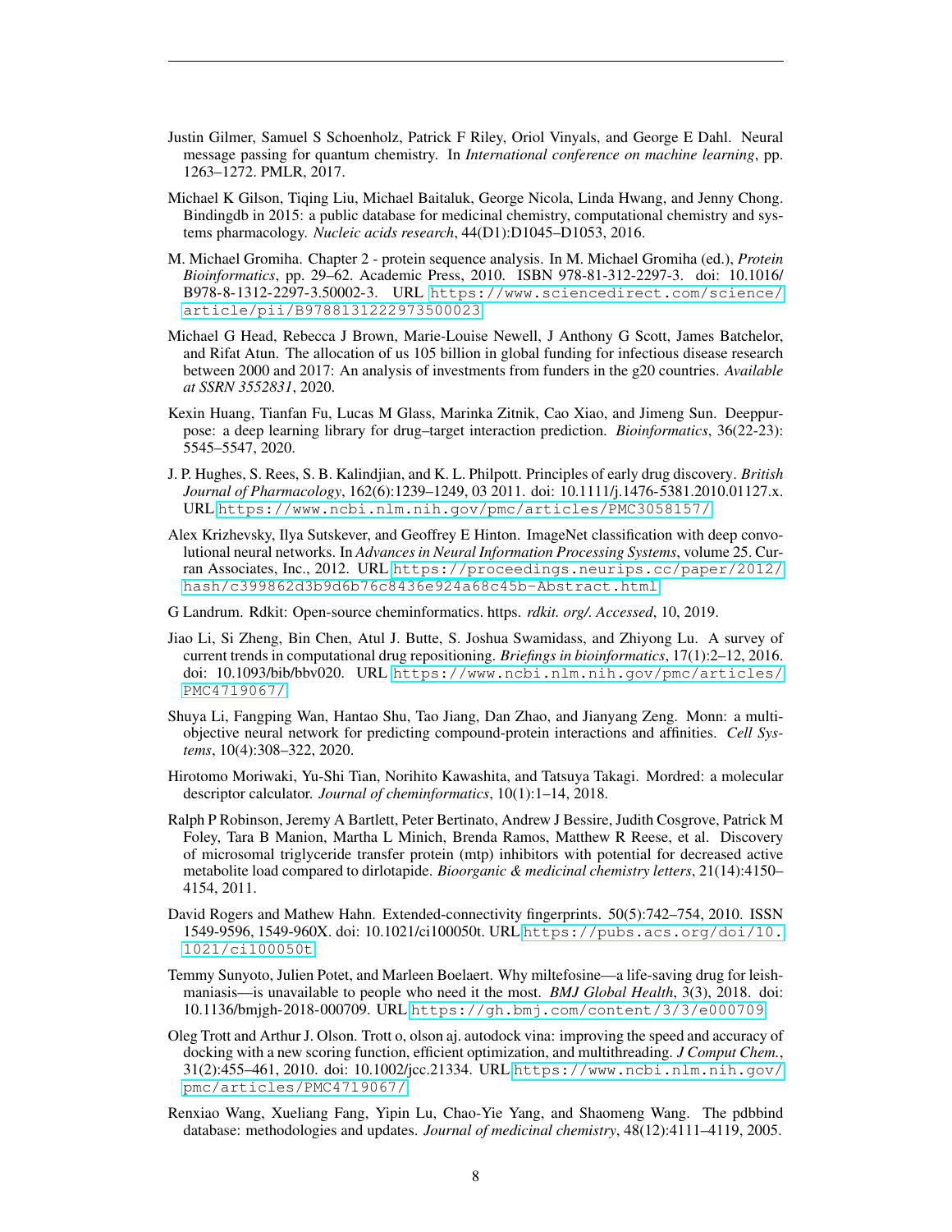Justin Gilmer, Samuel S Schoenholz, Patrick F Riley, Oriol Vinyals, and George E Dahl. Neural message passing for quantum chemistry. In *International conference on machine learning*, pp. 1263–1272. PMLR, 2017.

Michael K Gilson, Tiqing Liu, Michael Baitaluk, George Nicola, Linda Hwang, and Jenny Chong. Bindingdb in 2015: a public database for medicinal chemistry, computational chemistry and systems pharmacology. *Nucleic acids research*, 44(D1):D1045–D1053, 2016.

M. Michael Gromiha. Chapter 2 - protein sequence analysis. In M. Michael Gromiha (ed.), *Protein Bioinformatics*, pp. 29–62. Academic Press, 2010. ISBN 978-81-312-2297-3. doi: 10.1016/B978-8-1312-2297-3.50002-3. URL https://www.sciencedirect.com/science/article/pii/B9788131222973500023.

Michael G Head, Rebecca J Brown, Marie-Louise Newell, J Anthony G Scott, James Batchelor, and Rifat Atun. The allocation of us 105 billion in global funding for infectious disease research between 2000 and 2017: An analysis of investments from funders in the g20 countries. *Available at SSRN 3552831*, 2020.

Kexin Huang, Tianfan Fu, Lucas M Glass, Marinka Zitnik, Cao Xiao, and Jimeng Sun. Deeppurpose: a deep learning library for drug–target interaction prediction. *Bioinformatics*, 36(22-23): 5545–5547, 2020.

J. P. Hughes, S. Rees, S. B. Kalindjian, and K. L. Philpott. Principles of early drug discovery. *British Journal of Pharmacology*, 162(6):1239–1249, 03 2011. doi: 10.1111/j.1476-5381.2010.01127.x. URL https://www.ncbi.nlm.nih.gov/pmc/articles/PMC3058157/.

Alex Krizhevsky, Ilya Sutskever, and Geoffrey E Hinton. ImageNet classification with deep convolutional neural networks. In *Advances in Neural Information Processing Systems*, volume 25. Curran Associates, Inc., 2012. URL https://proceedings.neurips.cc/paper/2012/hash/c399862d3b9d6b76c8436e924a68c45b-Abstract.html.

G Landrum. Rdkit: Open-source cheminformatics. https. *rdkit. org/. Accessed*, 10, 2019.

Jiao Li, Si Zheng, Bin Chen, Atul J. Butte, S. Joshua Swamidass, and Zhiyong Lu. A survey of current trends in computational drug repositioning. *Briefings in bioinformatics*, 17(1):2–12, 2016. doi: 10.1093/bib/bbv020. URL https://www.ncbi.nlm.nih.gov/pmc/articles/PMC4719067/.

Shuya Li, Fangping Wan, Hantao Shu, Tao Jiang, Dan Zhao, and Jianyang Zeng. Monn: a multi-objective neural network for predicting compound-protein interactions and affinities. *Cell Systems*, 10(4):308–322, 2020.

Hirotomo Moriwaki, Yu-Shi Tian, Norihito Kawashita, and Tatsuya Takagi. Mordred: a molecular descriptor calculator. *Journal of cheminformatics*, 10(1):1–14, 2018.

Ralph P Robinson, Jeremy A Bartlett, Peter Bertinato, Andrew J Bessire, Judith Cosgrove, Patrick M Foley, Tara B Manion, Martha L Minich, Brenda Ramos, Matthew R Reese, et al. Discovery of microsomal triglyceride transfer protein (mtp) inhibitors with potential for decreased active metabolite load compared to dirlotapide. *Bioorganic & medicinal chemistry letters*, 21(14):4150–4154, 2011.

David Rogers and Mathew Hahn. Extended-connectivity fingerprints. 50(5):742–754, 2010. ISSN 1549-9596, 1549-960X. doi: 10.1021/ci100050t. URL https://pubs.acs.org/doi/10.1021/ci100050t.

Temmy Sunyoto, Julien Potet, and Marleen Boelaert. Why miltefosine—a life-saving drug for leishmaniasis—is unavailable to people who need it the most. *BMJ Global Health*, 3(3), 2018. doi: 10.1136/bmjgh-2018-000709. URL https://gh.bmj.com/content/3/3/e000709.

Oleg Trott and Arthur J. Olson. Trott o, olson aj. autodock vina: improving the speed and accuracy of docking with a new scoring function, efficient optimization, and multithreading. *J Comput Chem.*, 31(2):455–461, 2010. doi: 10.1002/jcc.21334. URL https://www.ncbi.nlm.nih.gov/pmc/articles/PMC4719067/.

Renxiao Wang, Xueliang Fang, Yipin Lu, Chao-Yie Yang, and Shaomeng Wang. The pdbbind database: methodologies and updates. *Journal of medicinal chemistry*, 48(12):4111–4119, 2005.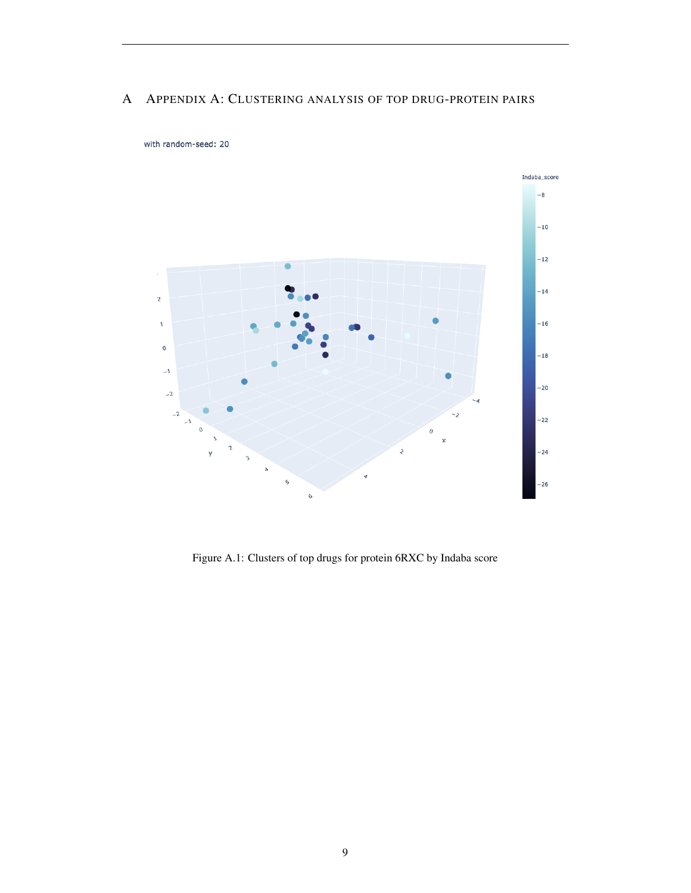# A Appendix A: Clustering analysis of top drug-protein pairs

Figure A.1: Clusters of top drugs for protein 6RXC by Indaba score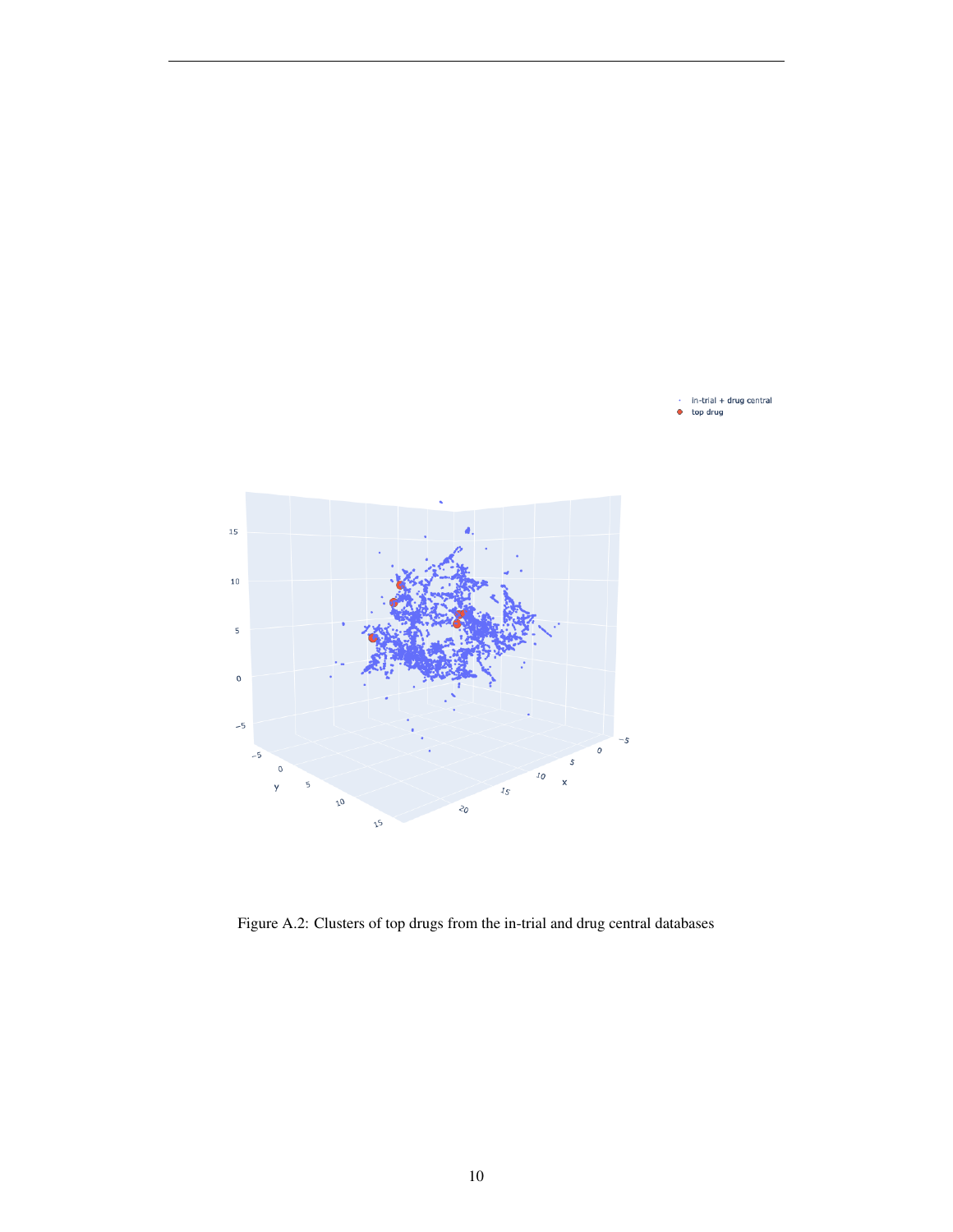Figure A.2: Clusters of top drugs from the in-trial and drug central databases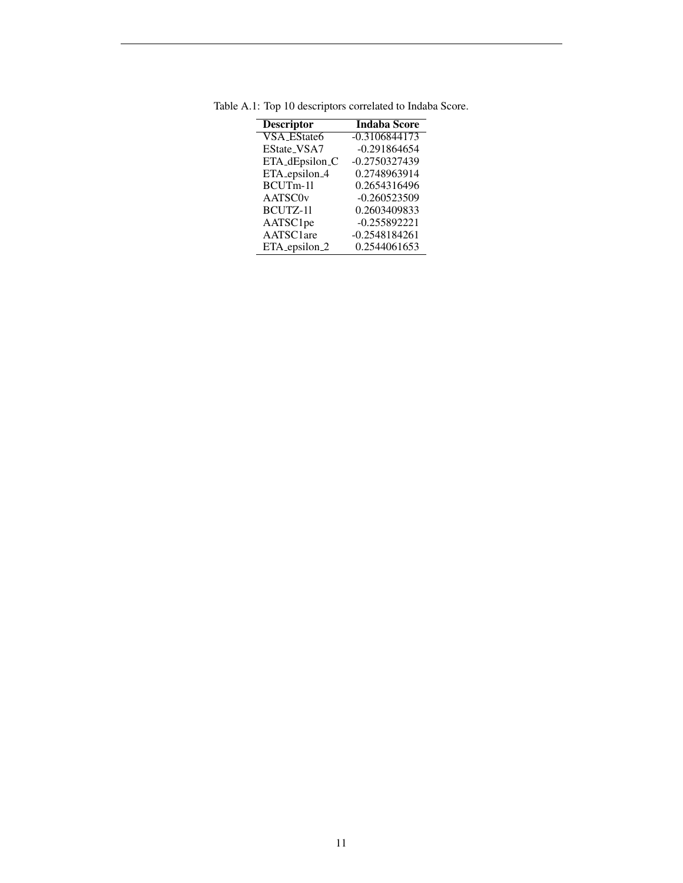Table A.1: Top 10 descriptors correlated to Indaba Score.

| Descriptor | Indaba Score |
|---|---|
| VSA_EState6 | -0.3106844173 |
| EState_VSA7 | -0.291864654 |
| ETA_dEpsilon_C | -0.2750327439 |
| ETA_epsilon_4 | 0.2748963914 |
| BCUTm-1l | 0.2654316496 |
| AATSC0v | -0.260523509 |
| BCUTZ-1l | 0.2603409833 |
| AATSC1pe | -0.255892221 |
| AATSC1are | -0.2548184261 |
| ETA_epsilon_2 | 0.2544061653 |